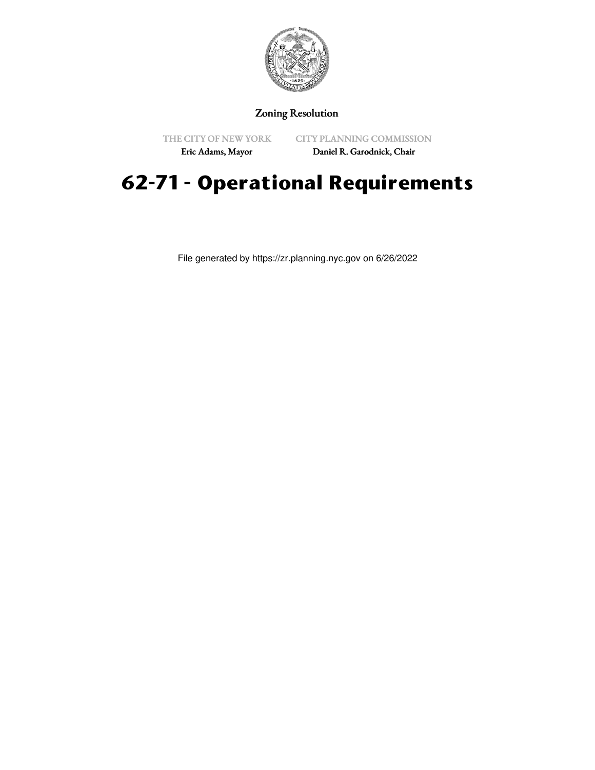Zoning Resolution

THE CITY OF NEW YORK
Eric Adams, Mayor

CITY PLANNING COMMISSION
Daniel R. Garodnick, Chair

# 62-71 - Operational Requirements

File generated by https://zr.planning.nyc.gov on 6/26/2022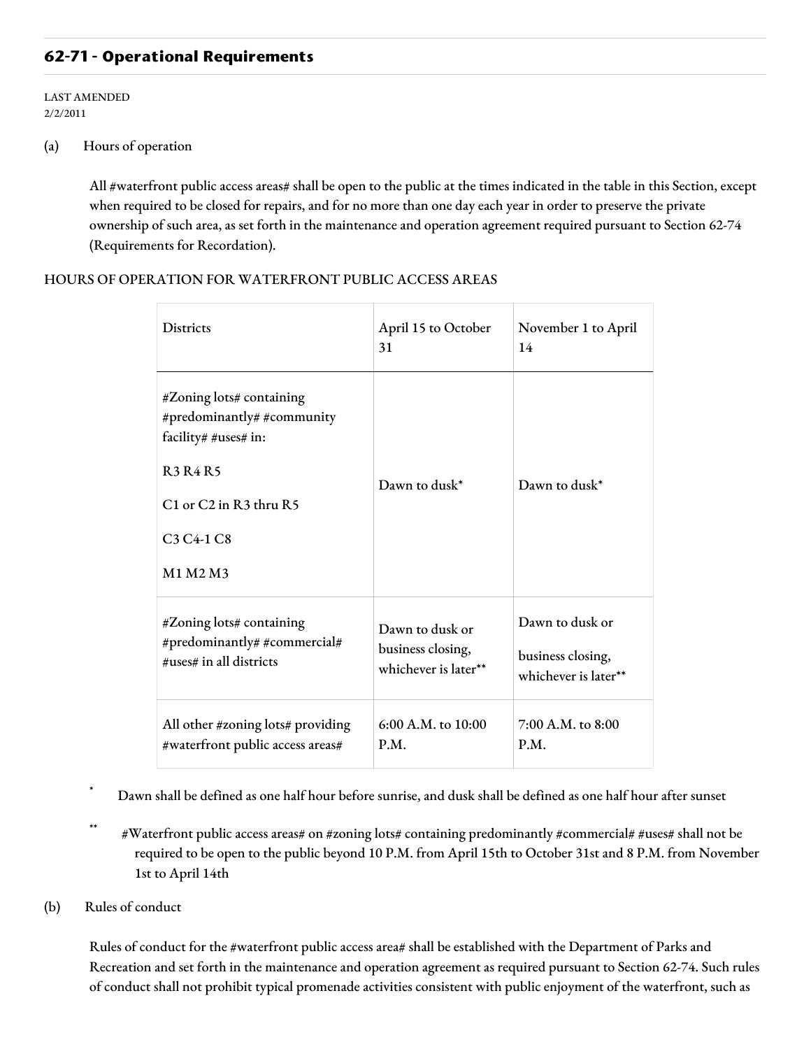## 62-71 - Operational Requirements

LAST AMENDED
2/2/2011

(a) Hours of operation

All #waterfront public access areas# shall be open to the public at the times indicated in the table in this Section, except when required to be closed for repairs, and for no more than one day each year in order to preserve the private ownership of such area, as set forth in the maintenance and operation agreement required pursuant to Section 62-74 (Requirements for Recordation).

HOURS OF OPERATION FOR WATERFRONT PUBLIC ACCESS AREAS

| Districts | April 15 to October 31 | November 1 to April 14 |
|---|---|---|
| #Zoning lots# containing #predominantly# #community facility# #uses# in:<br><br>R3 R4 R5<br><br>C1 or C2 in R3 thru R5<br><br>C3 C4-1 C8<br><br>M1 M2 M3 | Dawn to dusk* | Dawn to dusk* |
| #Zoning lots# containing #predominantly# #commercial# #uses# in all districts | Dawn to dusk or business closing, whichever is later** | Dawn to dusk or business closing, whichever is later** |
| All other #zoning lots# providing #waterfront public access areas# | 6:00 A.M. to 10:00 P.M. | 7:00 A.M. to 8:00 P.M. |

\* Dawn shall be defined as one half hour before sunrise, and dusk shall be defined as one half hour after sunset

\*\* #Waterfront public access areas# on #zoning lots# containing predominantly #commercial# #uses# shall not be required to be open to the public beyond 10 P.M. from April 15th to October 31st and 8 P.M. from November 1st to April 14th

(b) Rules of conduct

Rules of conduct for the #waterfront public access area# shall be established with the Department of Parks and Recreation and set forth in the maintenance and operation agreement as required pursuant to Section 62-74. Such rules of conduct shall not prohibit typical promenade activities consistent with public enjoyment of the waterfront, such as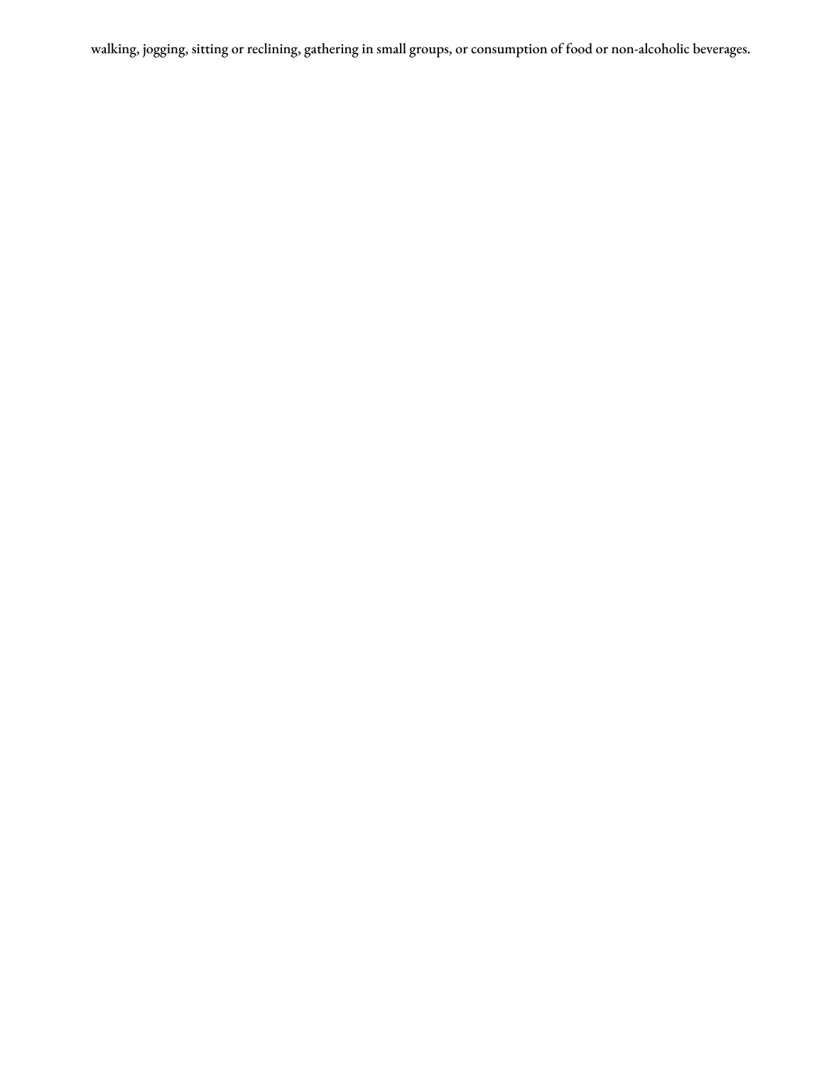walking, jogging, sitting or reclining, gathering in small groups, or consumption of food or non-alcoholic beverages.